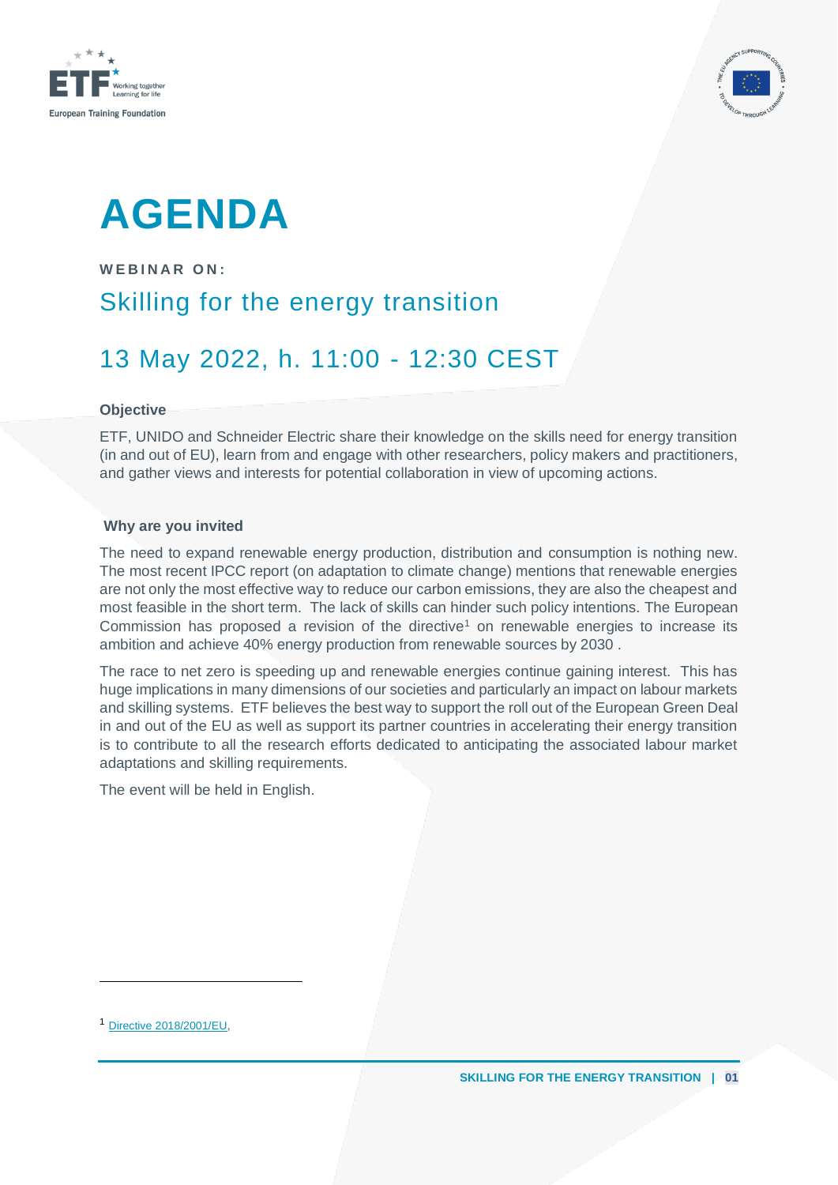# AGENDA

**WEBINAR ON:**

## Skilling for the energy transition

## 13 May 2022, h. 11:00 - 12:30 CEST

### Objective

ETF, UNIDO and Schneider Electric share their knowledge on the skills need for energy transition (in and out of EU), learn from and engage with other researchers, policy makers and practitioners, and gather views and interests for potential collaboration in view of upcoming actions.

### Why are you invited

The need to expand renewable energy production, distribution and consumption is nothing new. The most recent IPCC report (on adaptation to climate change) mentions that renewable energies are not only the most effective way to reduce our carbon emissions, they are also the cheapest and most feasible in the short term. The lack of skills can hinder such policy intentions. The European Commission has proposed a revision of the directive[1] on renewable energies to increase its ambition and achieve 40% energy production from renewable sources by 2030 .

The race to net zero is speeding up and renewable energies continue gaining interest. This has huge implications in many dimensions of our societies and particularly an impact on labour markets and skilling systems. ETF believes the best way to support the roll out of the European Green Deal in and out of the EU as well as support its partner countries in accelerating their energy transition is to contribute to all the research efforts dedicated to anticipating the associated labour market adaptations and skilling requirements.

The event will be held in English.

---

[1] Directive 2018/2001/EU,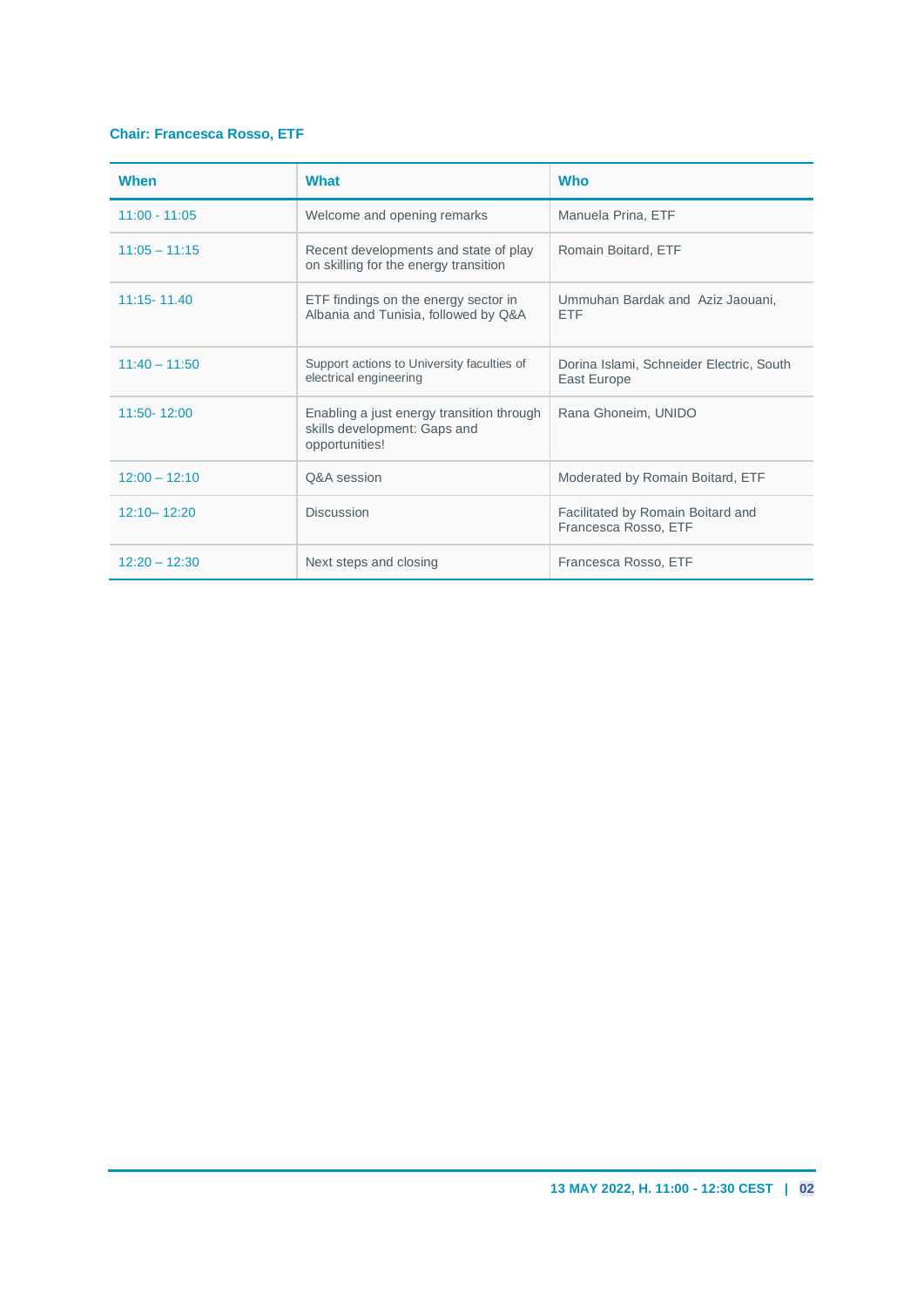**Chair: Francesca Rosso, ETF**

| When | What | Who |
|---|---|---|
| 11:00 - 11:05 | Welcome and opening remarks | Manuela Prina, ETF |
| 11:05 – 11:15 | Recent developments and state of play on skilling for the energy transition | Romain Boitard, ETF |
| 11:15- 11.40 | ETF findings on the energy sector in Albania and Tunisia, followed by Q&A | Ummuhan Bardak and Aziz Jaouani, ETF |
| 11:40 – 11:50 | Support actions to University faculties of electrical engineering | Dorina Islami, Schneider Electric, South East Europe |
| 11:50- 12:00 | Enabling a just energy transition through skills development: Gaps and opportunities! | Rana Ghoneim, UNIDO |
| 12:00 – 12:10 | Q&A session | Moderated by Romain Boitard, ETF |
| 12:10– 12:20 | Discussion | Facilitated by Romain Boitard and Francesca Rosso, ETF |
| 12:20 – 12:30 | Next steps and closing | Francesca Rosso, ETF |